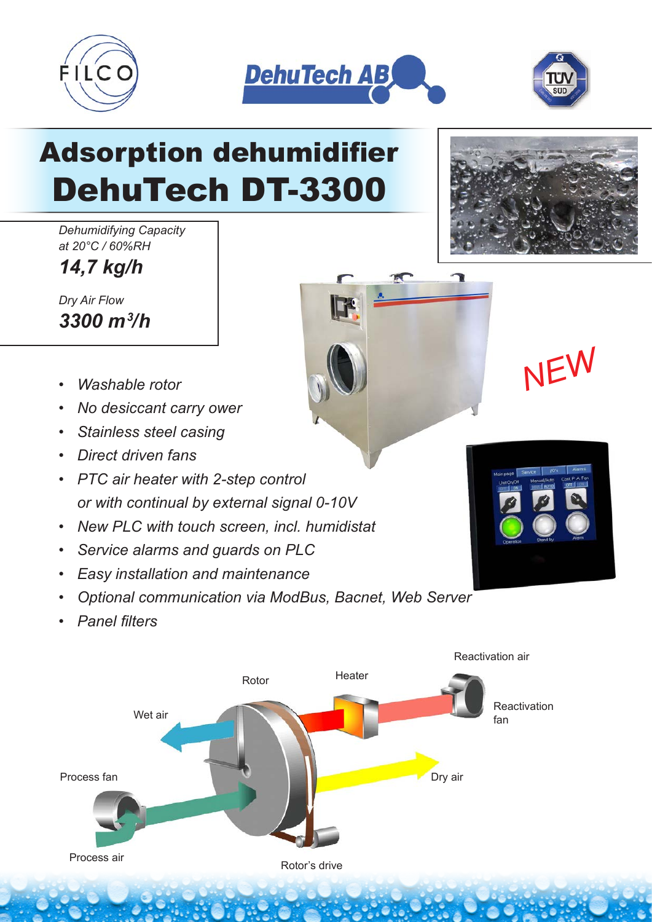# Adsorption dehumidifier
# DehuTech DT-3300

*Dehumidifying Capacity at 20°C / 60%RH*

***14,7 kg/h***

*Dry Air Flow*

***3300 m³/h***

NEW

- *Washable rotor*
- *No desiccant carry ower*
- *Stainless steel casing*
- *Direct driven fans*
- *PTC air heater with 2-step control or with continual by external signal 0-10V*
- *New PLC with touch screen, incl. humidistat*
- *Service alarms and guards on PLC*
- *Easy installation and maintenance*
- *Optional communication via ModBus, Bacnet, Web Server*
- *Panel filters*

Reactivation air

Rotor

Heater

Reactivation fan

Wet air

Process fan

Dry air

Process air

Rotor's drive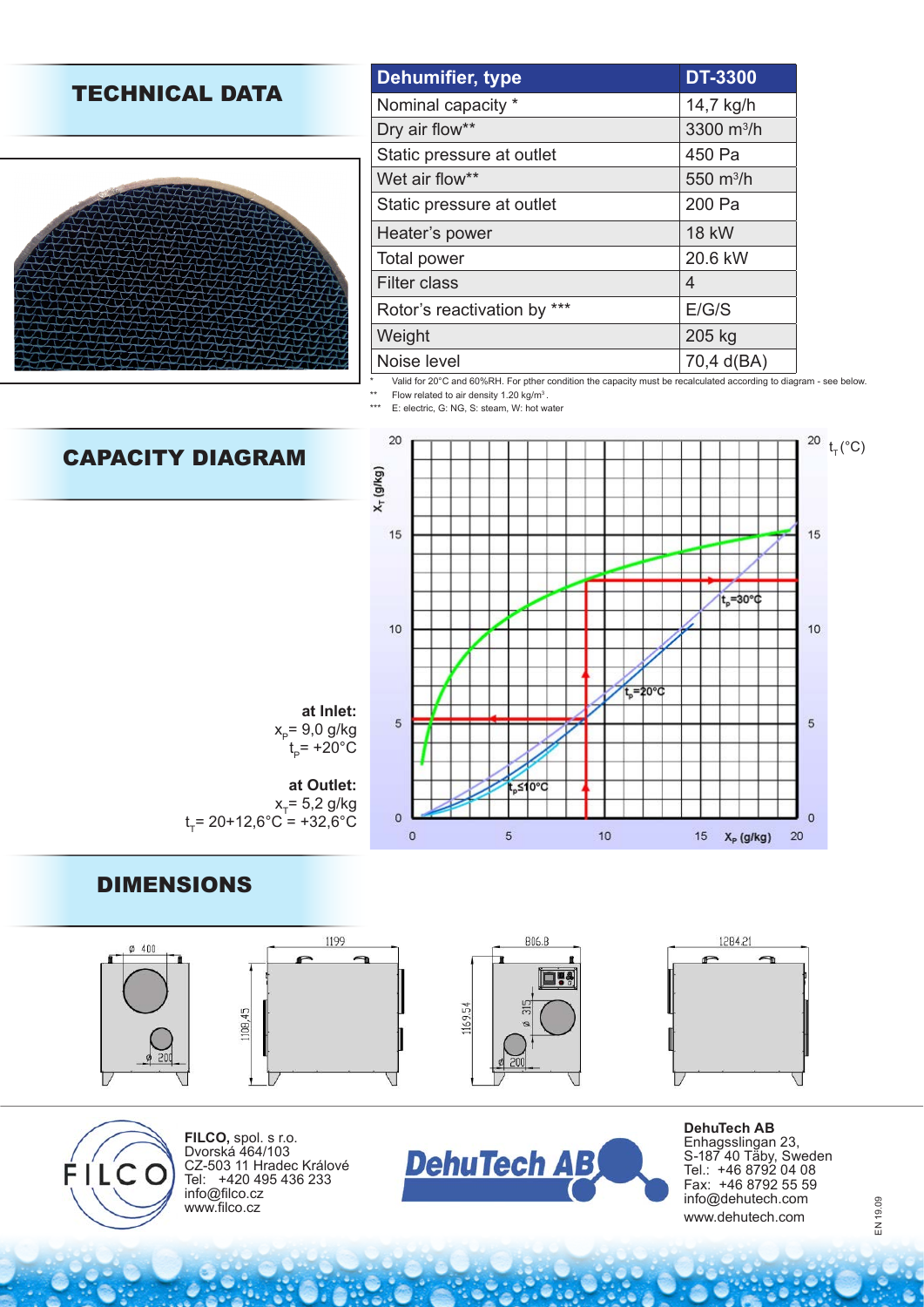## TECHNICAL DATA

| Dehumifier, type | DT-3300 |
|---|---|
| Nominal capacity * | 14,7 kg/h |
| Dry air flow** | 3300 m³/h |
| Static pressure at outlet | 450 Pa |
| Wet air flow** | 550 m³/h |
| Static pressure at outlet | 200 Pa |
| Heater's power | 18 kW |
| Total power | 20.6 kW |
| Filter class | 4 |
| Rotor's reactivation by *** | E/G/S |
| Weight | 205 kg |
| Noise level | 70,4 d(BA) |

\* Valid for 20°C and 60%RH. For pther condition the capacity must be recalculated according to diagram - see below.

\*\* Flow related to air density 1.20 kg/m³.

\*\*\* E: electric, G: NG, S: steam, W: hot water

## CAPACITY DIAGRAM

**at Inlet:**
$x_P$ = 9,0 g/kg
$t_P$ = +20°C

**at Outlet:**
$x_T$ = 5,2 g/kg
$t_T$ = 20+12,6°C = +32,6°C

$X_T$ (g/kg)
$t_T$ (°C)
$X_P$ (g/kg)
$t_P$=30°C
$t_P$=20°C
$t_P$≤10°C
0 5 10 15 20

## DIMENSIONS

ø 400
ø 200
1199
1108,45
806,8
1169,54
ø 315
ø 200
1284,21

**FILCO,** spol. s r.o.
Dvorská 464/103
CZ-503 11 Hradec Králové
Tel: +420 495 436 233
info@filco.cz
www.filco.cz

**DehuTech AB**
Enhagsslingan 23,
S-187 40 Täby, Sweden
Tel.: +46 8792 04 08
Fax: +46 8792 55 59
info@dehutech.com
www.dehutech.com

EN 19.09